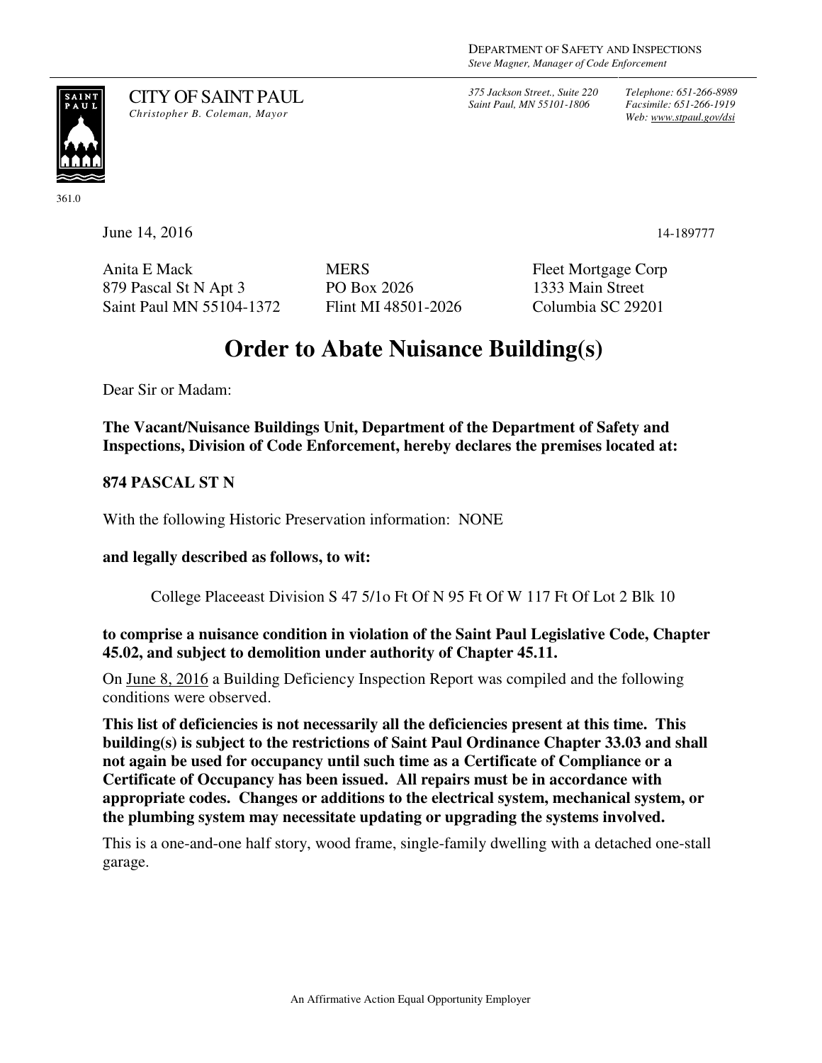DEPARTMENT OF SAFETY AND INSPECTIONS
*Steve Magner, Manager of Code Enforcement*

CITY OF SAINT PAUL
*Christopher B. Coleman, Mayor*

*375 Jackson Street., Suite 220*
*Saint Paul, MN 55101-1806*

*Telephone: 651-266-8989*
*Facsimile: 651-266-1919*
*Web: www.stpaul.gov/dsi*

361.0

June 14, 2016

14-189777

Anita E Mack
879 Pascal St N Apt 3
Saint Paul MN 55104-1372

MERS
PO Box 2026
Flint MI 48501-2026

Fleet Mortgage Corp
1333 Main Street
Columbia SC 29201

# Order to Abate Nuisance Building(s)

Dear Sir or Madam:

**The Vacant/Nuisance Buildings Unit, Department of the Department of Safety and Inspections, Division of Code Enforcement, hereby declares the premises located at:**

**874 PASCAL ST N**

With the following Historic Preservation information: NONE

**and legally described as follows, to wit:**

College Placeeast Division S 47 5/1o Ft Of N 95 Ft Of W 117 Ft Of Lot 2 Blk 10

**to comprise a nuisance condition in violation of the Saint Paul Legislative Code, Chapter 45.02, and subject to demolition under authority of Chapter 45.11.**

On June 8, 2016 a Building Deficiency Inspection Report was compiled and the following conditions were observed.

**This list of deficiencies is not necessarily all the deficiencies present at this time. This building(s) is subject to the restrictions of Saint Paul Ordinance Chapter 33.03 and shall not again be used for occupancy until such time as a Certificate of Compliance or a Certificate of Occupancy has been issued. All repairs must be in accordance with appropriate codes. Changes or additions to the electrical system, mechanical system, or the plumbing system may necessitate updating or upgrading the systems involved.**

This is a one-and-one half story, wood frame, single-family dwelling with a detached one-stall garage.

An Affirmative Action Equal Opportunity Employer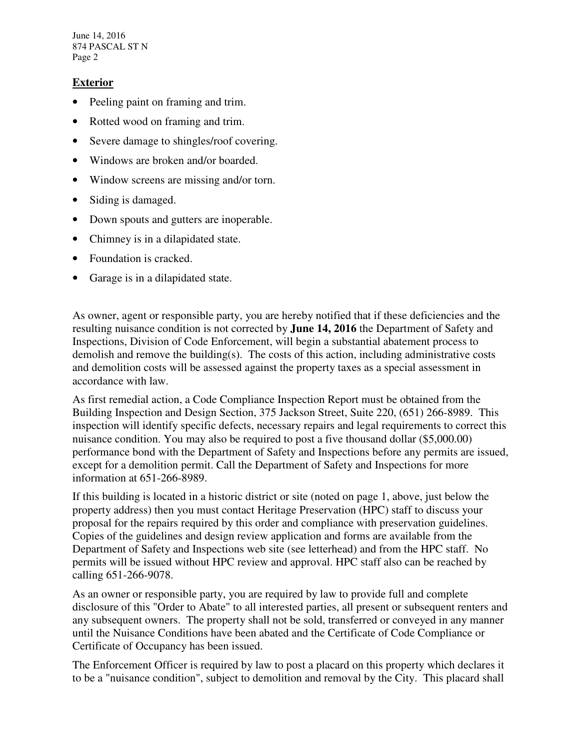## Exterior

- Peeling paint on framing and trim.
- Rotted wood on framing and trim.
- Severe damage to shingles/roof covering.
- Windows are broken and/or boarded.
- Window screens are missing and/or torn.
- Siding is damaged.
- Down spouts and gutters are inoperable.
- Chimney is in a dilapidated state.
- Foundation is cracked.
- Garage is in a dilapidated state.

As owner, agent or responsible party, you are hereby notified that if these deficiencies and the resulting nuisance condition is not corrected by **June 14, 2016** the Department of Safety and Inspections, Division of Code Enforcement, will begin a substantial abatement process to demolish and remove the building(s). The costs of this action, including administrative costs and demolition costs will be assessed against the property taxes as a special assessment in accordance with law.

As first remedial action, a Code Compliance Inspection Report must be obtained from the Building Inspection and Design Section, 375 Jackson Street, Suite 220, (651) 266-8989. This inspection will identify specific defects, necessary repairs and legal requirements to correct this nuisance condition. You may also be required to post a five thousand dollar ($5,000.00) performance bond with the Department of Safety and Inspections before any permits are issued, except for a demolition permit. Call the Department of Safety and Inspections for more information at 651-266-8989.

If this building is located in a historic district or site (noted on page 1, above, just below the property address) then you must contact Heritage Preservation (HPC) staff to discuss your proposal for the repairs required by this order and compliance with preservation guidelines. Copies of the guidelines and design review application and forms are available from the Department of Safety and Inspections web site (see letterhead) and from the HPC staff. No permits will be issued without HPC review and approval. HPC staff also can be reached by calling 651-266-9078.

As an owner or responsible party, you are required by law to provide full and complete disclosure of this "Order to Abate" to all interested parties, all present or subsequent renters and any subsequent owners. The property shall not be sold, transferred or conveyed in any manner until the Nuisance Conditions have been abated and the Certificate of Code Compliance or Certificate of Occupancy has been issued.

The Enforcement Officer is required by law to post a placard on this property which declares it to be a "nuisance condition", subject to demolition and removal by the City. This placard shall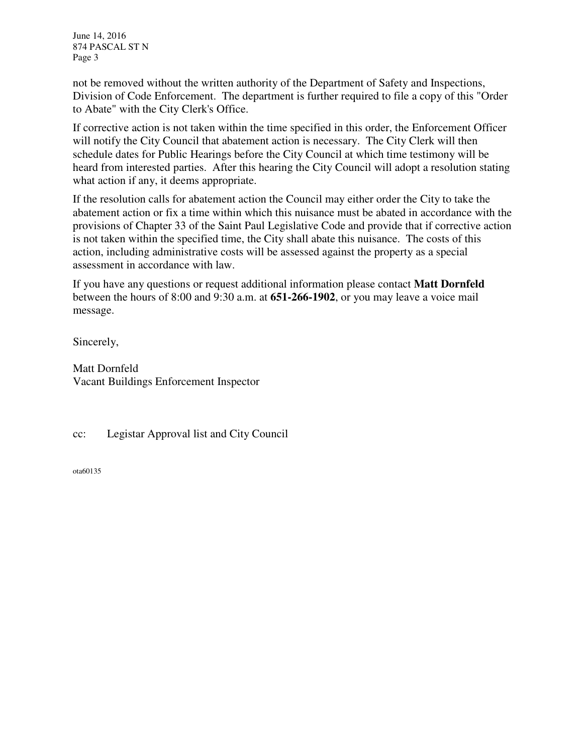not be removed without the written authority of the Department of Safety and Inspections, Division of Code Enforcement. The department is further required to file a copy of this "Order to Abate" with the City Clerk's Office.

If corrective action is not taken within the time specified in this order, the Enforcement Officer will notify the City Council that abatement action is necessary. The City Clerk will then schedule dates for Public Hearings before the City Council at which time testimony will be heard from interested parties. After this hearing the City Council will adopt a resolution stating what action if any, it deems appropriate.

If the resolution calls for abatement action the Council may either order the City to take the abatement action or fix a time within which this nuisance must be abated in accordance with the provisions of Chapter 33 of the Saint Paul Legislative Code and provide that if corrective action is not taken within the specified time, the City shall abate this nuisance. The costs of this action, including administrative costs will be assessed against the property as a special assessment in accordance with law.

If you have any questions or request additional information please contact **Matt Dornfeld** between the hours of 8:00 and 9:30 a.m. at **651-266-1902**, or you may leave a voice mail message.

Sincerely,

Matt Dornfeld
Vacant Buildings Enforcement Inspector

cc: Legistar Approval list and City Council

ota60135